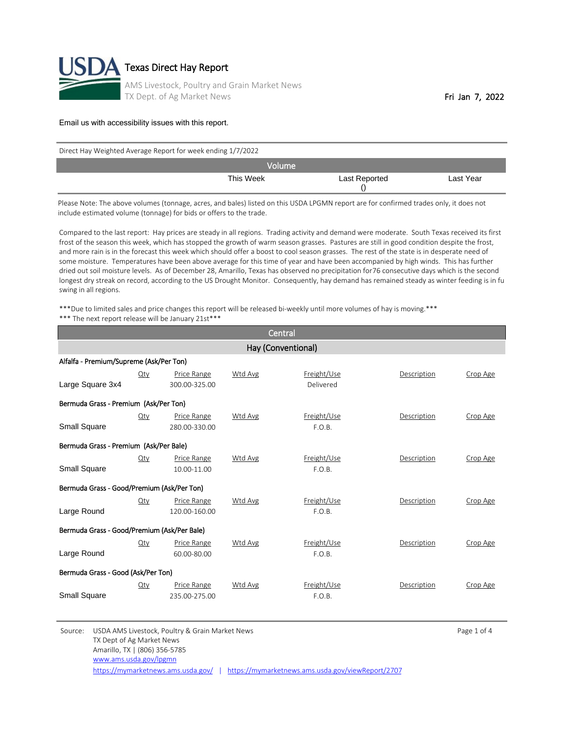# Texas Direct Hay Report

AMS Livestock, Poultry and Grain Market News
TX Dept. of Ag Market News

Fri Jan 7, 2022

Email us with accessibility issues with this report.

Direct Hay Weighted Average Report for week ending 1/7/2022

| Volume | | |
|---|---|---|
| This Week | Last Reported () | Last Year |

Please Note: The above volumes (tonnage, acres, and bales) listed on this USDA LPGMN report are for confirmed trades only, it does not include estimated volume (tonnage) for bids or offers to the trade.

Compared to the last report: Hay prices are steady in all regions. Trading activity and demand were moderate. South Texas received its first frost of the season this week, which has stopped the growth of warm season grasses. Pastures are still in good condition despite the frost, and more rain is in the forecast this week which should offer a boost to cool season grasses. The rest of the state is in desperate need of some moisture. Temperatures have been above average for this time of year and have been accompanied by high winds. This has further dried out soil moisture levels. As of December 28, Amarillo, Texas has observed no precipitation for76 consecutive days which is the second longest dry streak on record, according to the US Drought Monitor. Consequently, hay demand has remained steady as winter feeding is in fu swing in all regions.

***Due to limited sales and price changes this report will be released bi-weekly until more volumes of hay is moving.***
*** The next report release will be January 21st***

## Central

### Hay (Conventional)

**Alfalfa - Premium/Supreme (Ask/Per Ton)**

| | Qty | Price Range | Wtd Avg | Freight/Use | Description | Crop Age |
|---|---|---|---|---|---|---|
| Large Square 3x4 | | 300.00-325.00 | | Delivered | | |

**Bermuda Grass - Premium (Ask/Per Ton)**

| | Qty | Price Range | Wtd Avg | Freight/Use | Description | Crop Age |
|---|---|---|---|---|---|---|
| Small Square | | 280.00-330.00 | | F.O.B. | | |

**Bermuda Grass - Premium (Ask/Per Bale)**

| | Qty | Price Range | Wtd Avg | Freight/Use | Description | Crop Age |
|---|---|---|---|---|---|---|
| Small Square | | 10.00-11.00 | | F.O.B. | | |

**Bermuda Grass - Good/Premium (Ask/Per Ton)**

| | Qty | Price Range | Wtd Avg | Freight/Use | Description | Crop Age |
|---|---|---|---|---|---|---|
| Large Round | | 120.00-160.00 | | F.O.B. | | |

**Bermuda Grass - Good/Premium (Ask/Per Bale)**

| | Qty | Price Range | Wtd Avg | Freight/Use | Description | Crop Age |
|---|---|---|---|---|---|---|
| Large Round | | 60.00-80.00 | | F.O.B. | | |

**Bermuda Grass - Good (Ask/Per Ton)**

| | Qty | Price Range | Wtd Avg | Freight/Use | Description | Crop Age |
|---|---|---|---|---|---|---|
| Small Square | | 235.00-275.00 | | F.O.B. | | |

Source: USDA AMS Livestock, Poultry & Grain Market News
TX Dept of Ag Market News
Amarillo, TX | (806) 356-5785
www.ams.usda.gov/lpgmn
https://mymarketnews.ams.usda.gov/ | https://mymarketnews.ams.usda.gov/viewReport/2707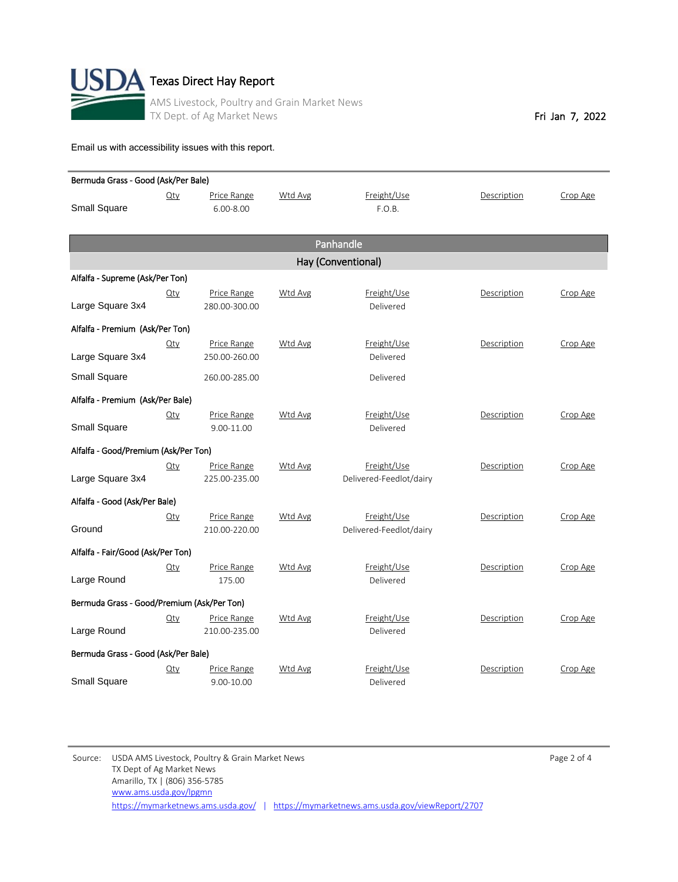# Texas Direct Hay Report

AMS Livestock, Poultry and Grain Market News
TX Dept. of Ag Market News

Fri Jan 7, 2022

Email us with accessibility issues with this report.

**Bermuda Grass - Good (Ask/Per Bale)**

| | Qty | Price Range | Wtd Avg | Freight/Use | Description | Crop Age |
|---|---|---|---|---|---|---|
| Small Square | | 6.00-8.00 | | F.O.B. | | |

## Panhandle

### Hay (Conventional)

**Alfalfa - Supreme (Ask/Per Ton)**

| | Qty | Price Range | Wtd Avg | Freight/Use | Description | Crop Age |
|---|---|---|---|---|---|---|
| Large Square 3x4 | | 280.00-300.00 | | Delivered | | |

**Alfalfa - Premium (Ask/Per Ton)**

| | Qty | Price Range | Wtd Avg | Freight/Use | Description | Crop Age |
|---|---|---|---|---|---|---|
| Large Square 3x4 | | 250.00-260.00 | | Delivered | | |
| Small Square | | 260.00-285.00 | | Delivered | | |

**Alfalfa - Premium (Ask/Per Bale)**

| | Qty | Price Range | Wtd Avg | Freight/Use | Description | Crop Age |
|---|---|---|---|---|---|---|
| Small Square | | 9.00-11.00 | | Delivered | | |

**Alfalfa - Good/Premium (Ask/Per Ton)**

| | Qty | Price Range | Wtd Avg | Freight/Use | Description | Crop Age |
|---|---|---|---|---|---|---|
| Large Square 3x4 | | 225.00-235.00 | | Delivered-Feedlot/dairy | | |

**Alfalfa - Good (Ask/Per Bale)**

| | Qty | Price Range | Wtd Avg | Freight/Use | Description | Crop Age |
|---|---|---|---|---|---|---|
| Ground | | 210.00-220.00 | | Delivered-Feedlot/dairy | | |

**Alfalfa - Fair/Good (Ask/Per Ton)**

| | Qty | Price Range | Wtd Avg | Freight/Use | Description | Crop Age |
|---|---|---|---|---|---|---|
| Large Round | | 175.00 | | Delivered | | |

**Bermuda Grass - Good/Premium (Ask/Per Ton)**

| | Qty | Price Range | Wtd Avg | Freight/Use | Description | Crop Age |
|---|---|---|---|---|---|---|
| Large Round | | 210.00-235.00 | | Delivered | | |

**Bermuda Grass - Good (Ask/Per Bale)**

| | Qty | Price Range | Wtd Avg | Freight/Use | Description | Crop Age |
|---|---|---|---|---|---|---|
| Small Square | | 9.00-10.00 | | Delivered | | |

Source: USDA AMS Livestock, Poultry & Grain Market News
TX Dept of Ag Market News
Amarillo, TX | (806) 356-5785
www.ams.usda.gov/lpgmn
https://mymarketnews.ams.usda.gov/ | https://mymarketnews.ams.usda.gov/viewReport/2707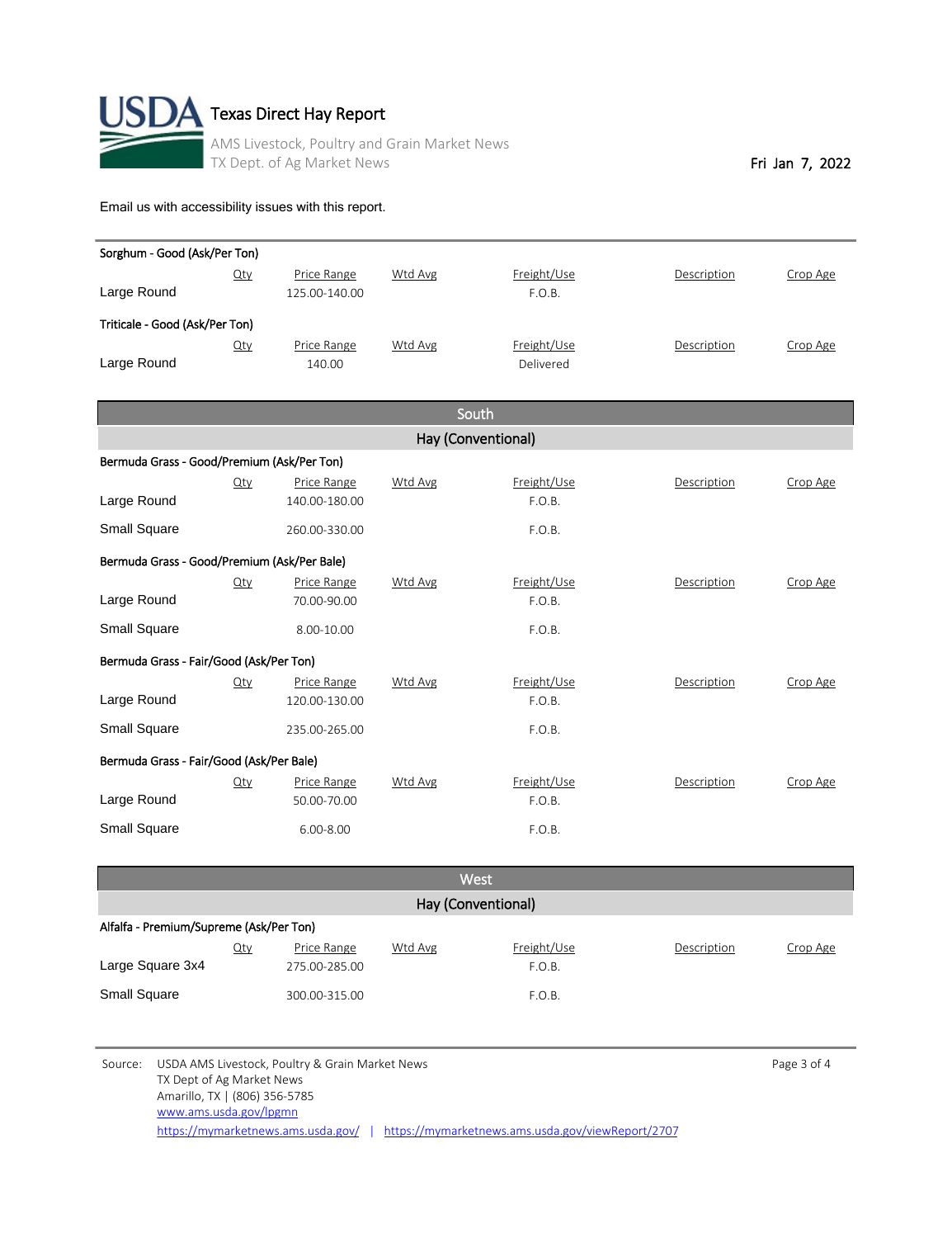# Texas Direct Hay Report

AMS Livestock, Poultry and Grain Market News
TX Dept. of Ag Market News

Fri Jan 7, 2022

Email us with accessibility issues with this report.

**Sorghum - Good (Ask/Per Ton)**

| | Qty | Price Range | Wtd Avg | Freight/Use | Description | Crop Age |
|---|---|---|---|---|---|---|
| Large Round | | 125.00-140.00 | | F.O.B. | | |

**Triticale - Good (Ask/Per Ton)**

| | Qty | Price Range | Wtd Avg | Freight/Use | Description | Crop Age |
|---|---|---|---|---|---|---|
| Large Round | | 140.00 | | Delivered | | |

## South

### Hay (Conventional)

**Bermuda Grass - Good/Premium (Ask/Per Ton)**

| | Qty | Price Range | Wtd Avg | Freight/Use | Description | Crop Age |
|---|---|---|---|---|---|---|
| Large Round | | 140.00-180.00 | | F.O.B. | | |
| Small Square | | 260.00-330.00 | | F.O.B. | | |

**Bermuda Grass - Good/Premium (Ask/Per Bale)**

| | Qty | Price Range | Wtd Avg | Freight/Use | Description | Crop Age |
|---|---|---|---|---|---|---|
| Large Round | | 70.00-90.00 | | F.O.B. | | |
| Small Square | | 8.00-10.00 | | F.O.B. | | |

**Bermuda Grass - Fair/Good (Ask/Per Ton)**

| | Qty | Price Range | Wtd Avg | Freight/Use | Description | Crop Age |
|---|---|---|---|---|---|---|
| Large Round | | 120.00-130.00 | | F.O.B. | | |
| Small Square | | 235.00-265.00 | | F.O.B. | | |

**Bermuda Grass - Fair/Good (Ask/Per Bale)**

| | Qty | Price Range | Wtd Avg | Freight/Use | Description | Crop Age |
|---|---|---|---|---|---|---|
| Large Round | | 50.00-70.00 | | F.O.B. | | |
| Small Square | | 6.00-8.00 | | F.O.B. | | |

## West

### Hay (Conventional)

**Alfalfa - Premium/Supreme (Ask/Per Ton)**

| | Qty | Price Range | Wtd Avg | Freight/Use | Description | Crop Age |
|---|---|---|---|---|---|---|
| Large Square 3x4 | | 275.00-285.00 | | F.O.B. | | |
| Small Square | | 300.00-315.00 | | F.O.B. | | |

Source: USDA AMS Livestock, Poultry & Grain Market News
TX Dept of Ag Market News
Amarillo, TX | (806) 356-5785
www.ams.usda.gov/lpgmn
https://mymarketnews.ams.usda.gov/ | https://mymarketnews.ams.usda.gov/viewReport/2707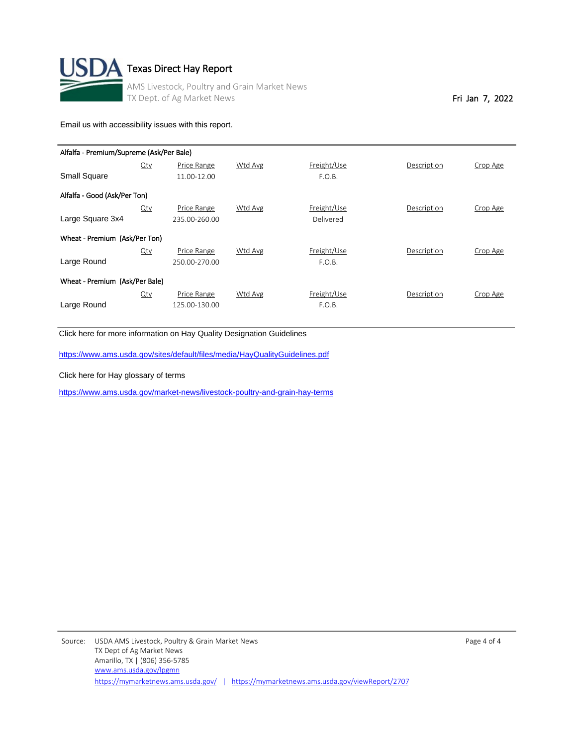# Texas Direct Hay Report

AMS Livestock, Poultry and Grain Market News
TX Dept. of Ag Market News

Fri Jan 7, 2022

Email us with accessibility issues with this report.

**Alfalfa - Premium/Supreme (Ask/Per Bale)**

| | Qty | Price Range | Wtd Avg | Freight/Use | Description | Crop Age |
|---|---|---|---|---|---|---|
| Small Square | | 11.00-12.00 | | F.O.B. | | |

**Alfalfa - Good (Ask/Per Ton)**

| | Qty | Price Range | Wtd Avg | Freight/Use | Description | Crop Age |
|---|---|---|---|---|---|---|
| Large Square 3x4 | | 235.00-260.00 | | Delivered | | |

**Wheat - Premium (Ask/Per Ton)**

| | Qty | Price Range | Wtd Avg | Freight/Use | Description | Crop Age |
|---|---|---|---|---|---|---|
| Large Round | | 250.00-270.00 | | F.O.B. | | |

**Wheat - Premium (Ask/Per Bale)**

| | Qty | Price Range | Wtd Avg | Freight/Use | Description | Crop Age |
|---|---|---|---|---|---|---|
| Large Round | | 125.00-130.00 | | F.O.B. | | |

Click here for more information on Hay Quality Designation Guidelines

https://www.ams.usda.gov/sites/default/files/media/HayQualityGuidelines.pdf

Click here for Hay glossary of terms

https://www.ams.usda.gov/market-news/livestock-poultry-and-grain-hay-terms

Source: USDA AMS Livestock, Poultry & Grain Market News
TX Dept of Ag Market News
Amarillo, TX | (806) 356-5785
www.ams.usda.gov/lpgmn
https://mymarketnews.ams.usda.gov/ | https://mymarketnews.ams.usda.gov/viewReport/2707